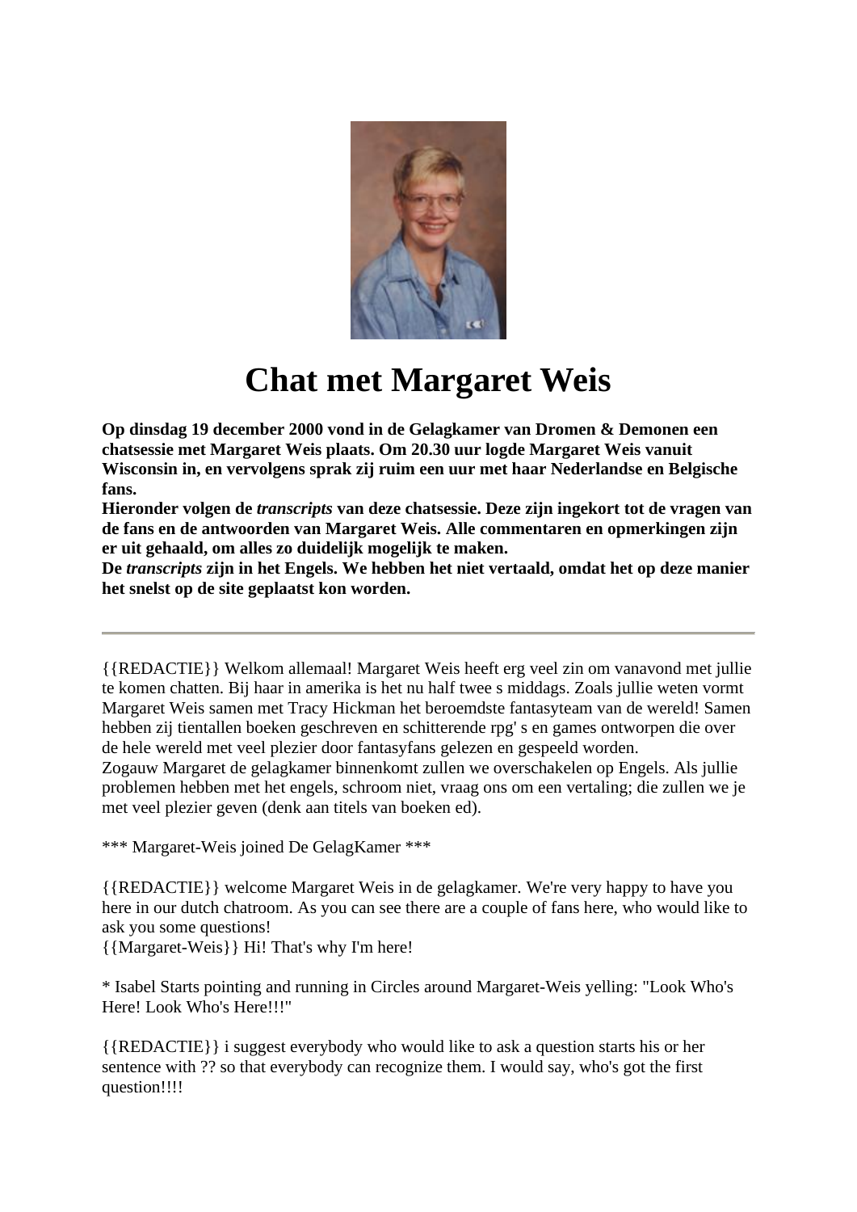# Chat met Margaret Weis

**Op dinsdag 19 december 2000 vond in de Gelagkamer van Dromen & Demonen een chatsessie met Margaret Weis plaats. Om 20.30 uur logde Margaret Weis vanuit Wisconsin in, en vervolgens sprak zij ruim een uur met haar Nederlandse en Belgische fans.**
**Hieronder volgen de *transcripts* van deze chatsessie. Deze zijn ingekort tot de vragen van de fans en de antwoorden van Margaret Weis. Alle commentaren en opmerkingen zijn er uit gehaald, om alles zo duidelijk mogelijk te maken.**
**De *transcripts* zijn in het Engels. We hebben het niet vertaald, omdat het op deze manier het snelst op de site geplaatst kon worden.**

---

{{REDACTIE}} Welkom allemaal! Margaret Weis heeft erg veel zin om vanavond met jullie te komen chatten. Bij haar in amerika is het nu half twee s middags. Zoals jullie weten vormt Margaret Weis samen met Tracy Hickman het beroemdste fantasyteam van de wereld! Samen hebben zij tientallen boeken geschreven en schitterende rpg' s en games ontworpen die over de hele wereld met veel plezier door fantasyfans gelezen en gespeeld worden.
Zogauw Margaret de gelagkamer binnenkomt zullen we overschakelen op Engels. Als jullie problemen hebben met het engels, schroom niet, vraag ons om een vertaling; die zullen we je met veel plezier geven (denk aan titels van boeken ed).

*** Margaret-Weis joined De GelagKamer ***

{{REDACTIE}} welcome Margaret Weis in de gelagkamer. We're very happy to have you here in our dutch chatroom. As you can see there are a couple of fans here, who would like to ask you some questions!
{{Margaret-Weis}} Hi! That's why I'm here!

* Isabel Starts pointing and running in Circles around Margaret-Weis yelling: "Look Who's Here! Look Who's Here!!!"

{{REDACTIE}} i suggest everybody who would like to ask a question starts his or her sentence with ?? so that everybody can recognize them. I would say, who's got the first question!!!!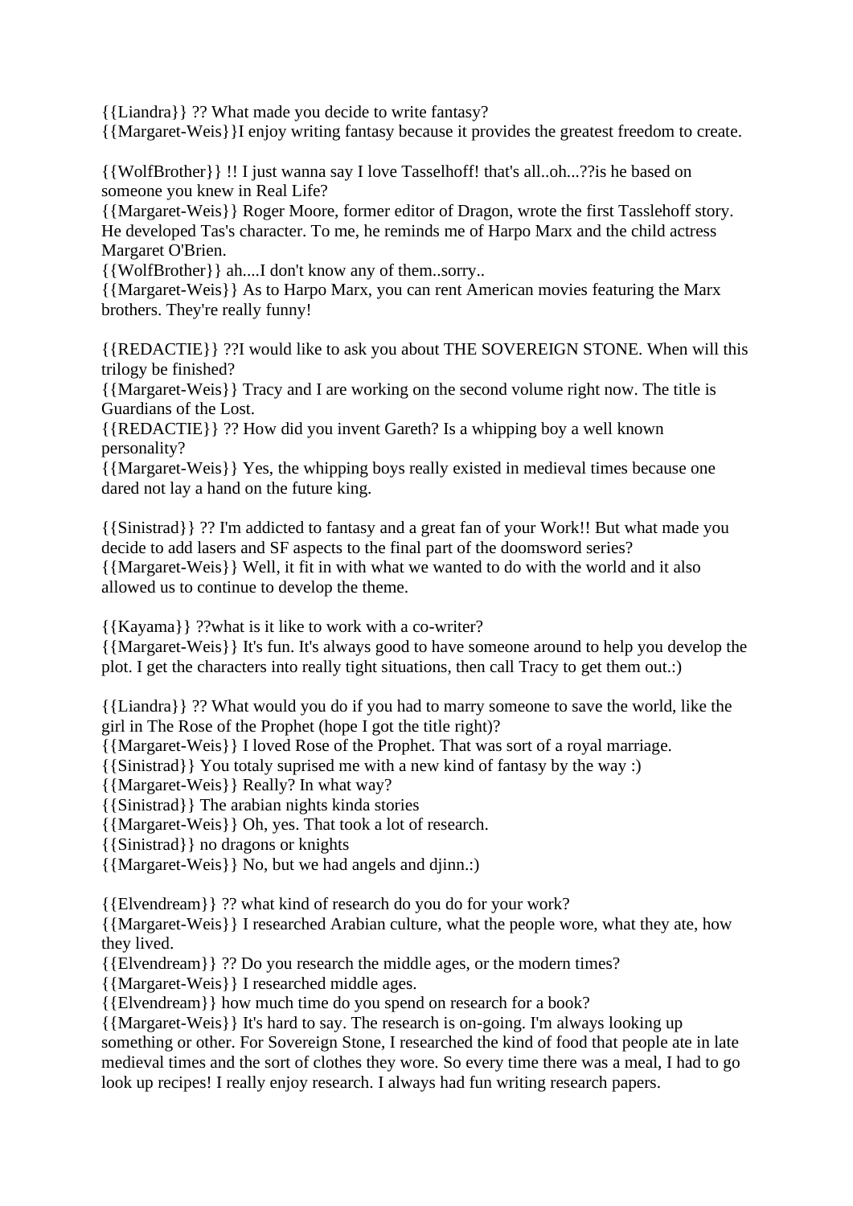{{Liandra}} ?? What made you decide to write fantasy?
{{Margaret-Weis}}I enjoy writing fantasy because it provides the greatest freedom to create.

{{WolfBrother}} !! I just wanna say I love Tasselhoff! that's all..oh...??is he based on someone you knew in Real Life?
{{Margaret-Weis}} Roger Moore, former editor of Dragon, wrote the first Tasslehoff story. He developed Tas's character. To me, he reminds me of Harpo Marx and the child actress Margaret O'Brien.
{{WolfBrother}} ah....I don't know any of them..sorry..
{{Margaret-Weis}} As to Harpo Marx, you can rent American movies featuring the Marx brothers. They're really funny!

{{REDACTIE}} ??I would like to ask you about THE SOVEREIGN STONE. When will this trilogy be finished?
{{Margaret-Weis}} Tracy and I are working on the second volume right now. The title is Guardians of the Lost.
{{REDACTIE}} ?? How did you invent Gareth? Is a whipping boy a well known personality?
{{Margaret-Weis}} Yes, the whipping boys really existed in medieval times because one dared not lay a hand on the future king.

{{Sinistrad}} ?? I'm addicted to fantasy and a great fan of your Work!! But what made you decide to add lasers and SF aspects to the final part of the doomsword series?
{{Margaret-Weis}} Well, it fit in with what we wanted to do with the world and it also allowed us to continue to develop the theme.

{{Kayama}} ??what is it like to work with a co-writer?
{{Margaret-Weis}} It's fun. It's always good to have someone around to help you develop the plot. I get the characters into really tight situations, then call Tracy to get them out.:)

{{Liandra}} ?? What would you do if you had to marry someone to save the world, like the girl in The Rose of the Prophet (hope I got the title right)?
{{Margaret-Weis}} I loved Rose of the Prophet. That was sort of a royal marriage.
{{Sinistrad}} You totaly suprised me with a new kind of fantasy by the way :)
{{Margaret-Weis}} Really? In what way?
{{Sinistrad}} The arabian nights kinda stories
{{Margaret-Weis}} Oh, yes. That took a lot of research.
{{Sinistrad}} no dragons or knights
{{Margaret-Weis}} No, but we had angels and djinn.:)

{{Elvendream}} ?? what kind of research do you do for your work?
{{Margaret-Weis}} I researched Arabian culture, what the people wore, what they ate, how they lived.
{{Elvendream}} ?? Do you research the middle ages, or the modern times?
{{Margaret-Weis}} I researched middle ages.
{{Elvendream}} how much time do you spend on research for a book?
{{Margaret-Weis}} It's hard to say. The research is on-going. I'm always looking up something or other. For Sovereign Stone, I researched the kind of food that people ate in late medieval times and the sort of clothes they wore. So every time there was a meal, I had to go look up recipes! I really enjoy research. I always had fun writing research papers.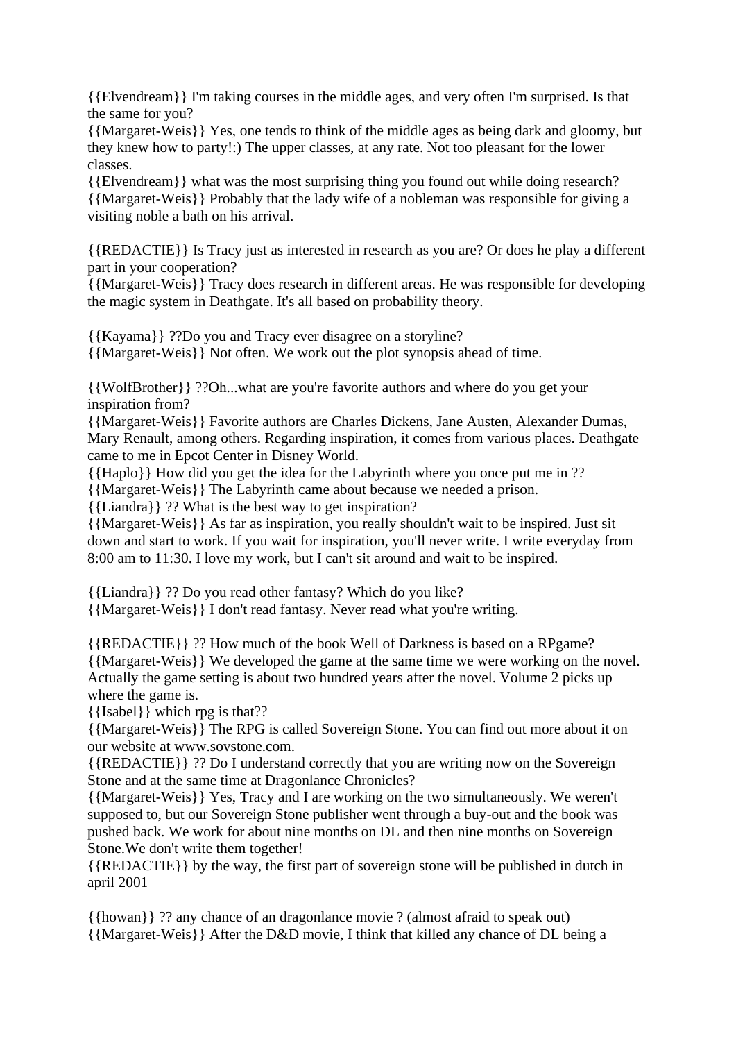{{Elvendream}} I'm taking courses in the middle ages, and very often I'm surprised. Is that the same for you?
{{Margaret-Weis}} Yes, one tends to think of the middle ages as being dark and gloomy, but they knew how to party!:) The upper classes, at any rate. Not too pleasant for the lower classes.
{{Elvendream}} what was the most surprising thing you found out while doing research?
{{Margaret-Weis}} Probably that the lady wife of a nobleman was responsible for giving a visiting noble a bath on his arrival.

{{REDACTIE}} Is Tracy just as interested in research as you are? Or does he play a different part in your cooperation?
{{Margaret-Weis}} Tracy does research in different areas. He was responsible for developing the magic system in Deathgate. It's all based on probability theory.

{{Kayama}} ??Do you and Tracy ever disagree on a storyline?
{{Margaret-Weis}} Not often. We work out the plot synopsis ahead of time.

{{WolfBrother}} ??Oh...what are you're favorite authors and where do you get your inspiration from?
{{Margaret-Weis}} Favorite authors are Charles Dickens, Jane Austen, Alexander Dumas, Mary Renault, among others. Regarding inspiration, it comes from various places. Deathgate came to me in Epcot Center in Disney World.
{{Haplo}} How did you get the idea for the Labyrinth where you once put me in ??
{{Margaret-Weis}} The Labyrinth came about because we needed a prison.
{{Liandra}} ?? What is the best way to get inspiration?
{{Margaret-Weis}} As far as inspiration, you really shouldn't wait to be inspired. Just sit down and start to work. If you wait for inspiration, you'll never write. I write everyday from 8:00 am to 11:30. I love my work, but I can't sit around and wait to be inspired.

{{Liandra}} ?? Do you read other fantasy? Which do you like?
{{Margaret-Weis}} I don't read fantasy. Never read what you're writing.

{{REDACTIE}} ?? How much of the book Well of Darkness is based on a RPgame?
{{Margaret-Weis}} We developed the game at the same time we were working on the novel. Actually the game setting is about two hundred years after the novel. Volume 2 picks up where the game is.
{{Isabel}} which rpg is that??
{{Margaret-Weis}} The RPG is called Sovereign Stone. You can find out more about it on our website at www.sovstone.com.
{{REDACTIE}} ?? Do I understand correctly that you are writing now on the Sovereign Stone and at the same time at Dragonlance Chronicles?
{{Margaret-Weis}} Yes, Tracy and I are working on the two simultaneously. We weren't supposed to, but our Sovereign Stone publisher went through a buy-out and the book was pushed back. We work for about nine months on DL and then nine months on Sovereign Stone.We don't write them together!
{{REDACTIE}} by the way, the first part of sovereign stone will be published in dutch in april 2001

{{howan}} ?? any chance of an dragonlance movie ? (almost afraid to speak out)
{{Margaret-Weis}} After the D&D movie, I think that killed any chance of DL being a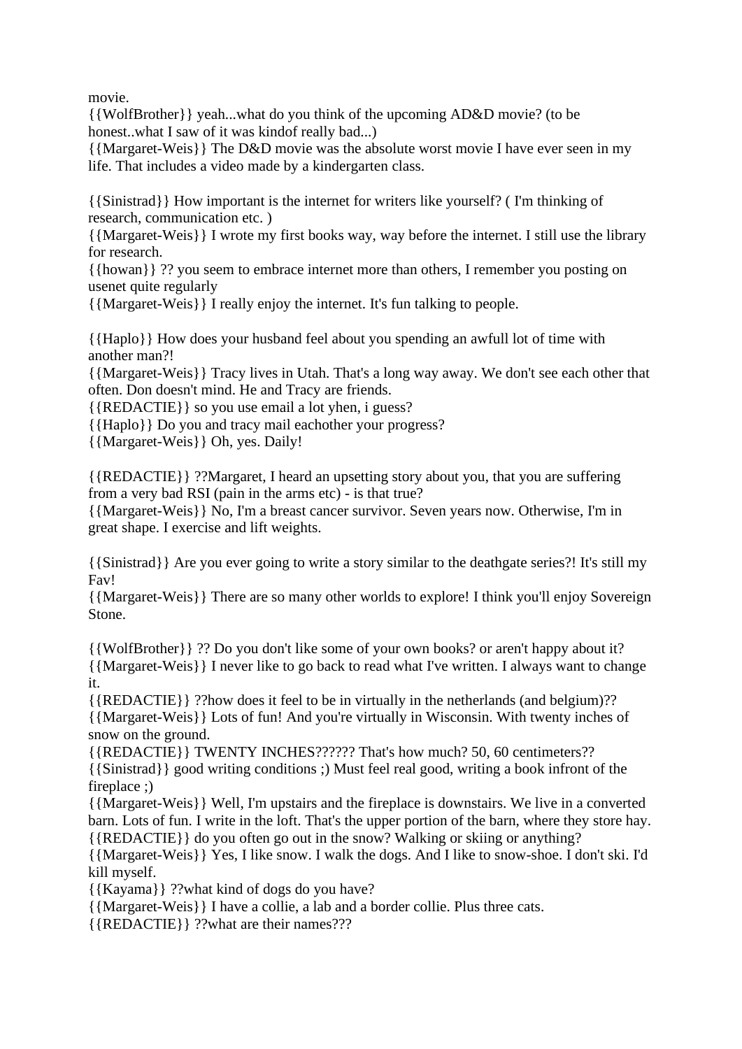movie.
{{WolfBrother}} yeah...what do you think of the upcoming AD&D movie? (to be honest..what I saw of it was kindof really bad...)
{{Margaret-Weis}} The D&D movie was the absolute worst movie I have ever seen in my life. That includes a video made by a kindergarten class.

{{Sinistrad}} How important is the internet for writers like yourself? ( I'm thinking of research, communication etc. )
{{Margaret-Weis}} I wrote my first books way, way before the internet. I still use the library for research.
{{howan}} ?? you seem to embrace internet more than others, I remember you posting on usenet quite regularly
{{Margaret-Weis}} I really enjoy the internet. It's fun talking to people.

{{Haplo}} How does your husband feel about you spending an awfull lot of time with another man?!
{{Margaret-Weis}} Tracy lives in Utah. That's a long way away. We don't see each other that often. Don doesn't mind. He and Tracy are friends.
{{REDACTIE}} so you use email a lot yhen, i guess?
{{Haplo}} Do you and tracy mail eachother your progress?
{{Margaret-Weis}} Oh, yes. Daily!

{{REDACTIE}} ??Margaret, I heard an upsetting story about you, that you are suffering from a very bad RSI (pain in the arms etc) - is that true?
{{Margaret-Weis}} No, I'm a breast cancer survivor. Seven years now. Otherwise, I'm in great shape. I exercise and lift weights.

{{Sinistrad}} Are you ever going to write a story similar to the deathgate series?! It's still my Fav!
{{Margaret-Weis}} There are so many other worlds to explore! I think you'll enjoy Sovereign Stone.

{{WolfBrother}} ?? Do you don't like some of your own books? or aren't happy about it?
{{Margaret-Weis}} I never like to go back to read what I've written. I always want to change it.
{{REDACTIE}} ??how does it feel to be in virtually in the netherlands (and belgium)??
{{Margaret-Weis}} Lots of fun! And you're virtually in Wisconsin. With twenty inches of snow on the ground.
{{REDACTIE}} TWENTY INCHES?????? That's how much? 50, 60 centimeters??
{{Sinistrad}} good writing conditions ;) Must feel real good, writing a book infront of the fireplace ;)
{{Margaret-Weis}} Well, I'm upstairs and the fireplace is downstairs. We live in a converted barn. Lots of fun. I write in the loft. That's the upper portion of the barn, where they store hay.
{{REDACTIE}} do you often go out in the snow? Walking or skiing or anything?
{{Margaret-Weis}} Yes, I like snow. I walk the dogs. And I like to snow-shoe. I don't ski. I'd kill myself.
{{Kayama}} ??what kind of dogs do you have?
{{Margaret-Weis}} I have a collie, a lab and a border collie. Plus three cats.
{{REDACTIE}} ??what are their names???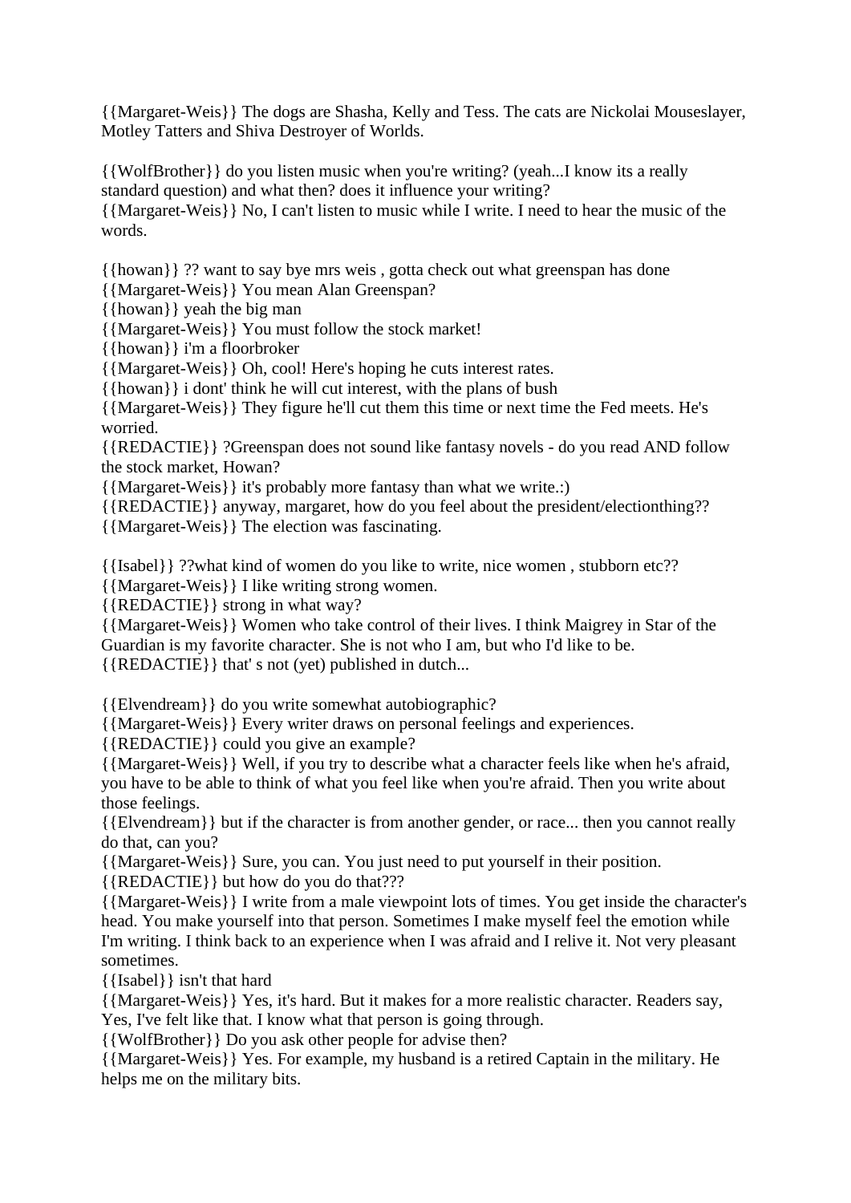{{Margaret-Weis}} The dogs are Shasha, Kelly and Tess. The cats are Nickolai Mouseslayer, Motley Tatters and Shiva Destroyer of Worlds.

{{WolfBrother}} do you listen music when you're writing? (yeah...I know its a really standard question) and what then? does it influence your writing?
{{Margaret-Weis}} No, I can't listen to music while I write. I need to hear the music of the words.

{{howan}} ?? want to say bye mrs weis , gotta check out what greenspan has done
{{Margaret-Weis}} You mean Alan Greenspan?
{{howan}} yeah the big man
{{Margaret-Weis}} You must follow the stock market!
{{howan}} i'm a floorbroker
{{Margaret-Weis}} Oh, cool! Here's hoping he cuts interest rates.
{{howan}} i dont' think he will cut interest, with the plans of bush
{{Margaret-Weis}} They figure he'll cut them this time or next time the Fed meets. He's worried.
{{REDACTIE}} ?Greenspan does not sound like fantasy novels - do you read AND follow the stock market, Howan?
{{Margaret-Weis}} it's probably more fantasy than what we write.:)
{{REDACTIE}} anyway, margaret, how do you feel about the president/electionthing??
{{Margaret-Weis}} The election was fascinating.

{{Isabel}} ??what kind of women do you like to write, nice women , stubborn etc??
{{Margaret-Weis}} I like writing strong women.
{{REDACTIE}} strong in what way?
{{Margaret-Weis}} Women who take control of their lives. I think Maigrey in Star of the Guardian is my favorite character. She is not who I am, but who I'd like to be.
{{REDACTIE}} that' s not (yet) published in dutch...

{{Elvendream}} do you write somewhat autobiographic?
{{Margaret-Weis}} Every writer draws on personal feelings and experiences.
{{REDACTIE}} could you give an example?
{{Margaret-Weis}} Well, if you try to describe what a character feels like when he's afraid, you have to be able to think of what you feel like when you're afraid. Then you write about those feelings.
{{Elvendream}} but if the character is from another gender, or race... then you cannot really do that, can you?
{{Margaret-Weis}} Sure, you can. You just need to put yourself in their position.
{{REDACTIE}} but how do you do that???
{{Margaret-Weis}} I write from a male viewpoint lots of times. You get inside the character's head. You make yourself into that person. Sometimes I make myself feel the emotion while I'm writing. I think back to an experience when I was afraid and I relive it. Not very pleasant sometimes.
{{Isabel}} isn't that hard
{{Margaret-Weis}} Yes, it's hard. But it makes for a more realistic character. Readers say, Yes, I've felt like that. I know what that person is going through.
{{WolfBrother}} Do you ask other people for advise then?
{{Margaret-Weis}} Yes. For example, my husband is a retired Captain in the military. He helps me on the military bits.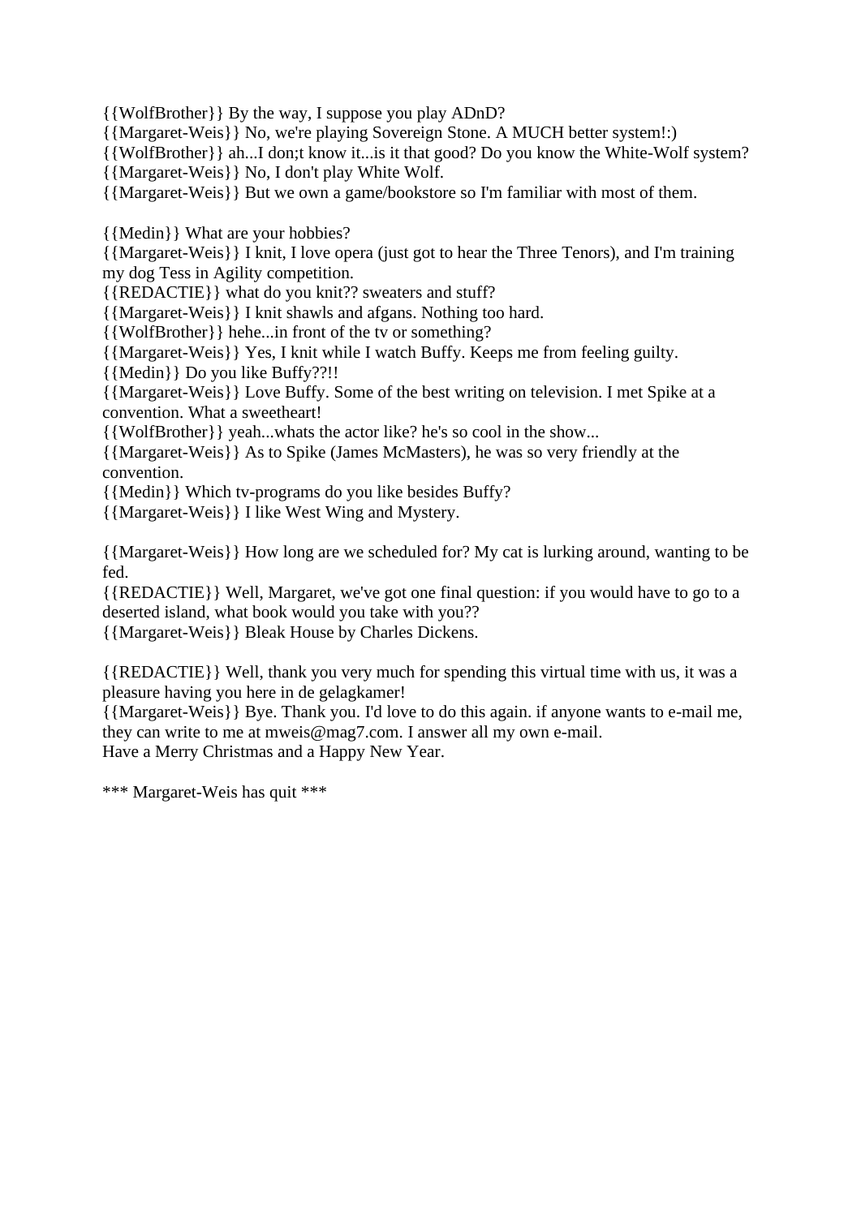{{WolfBrother}} By the way, I suppose you play ADnD?
{{Margaret-Weis}} No, we're playing Sovereign Stone. A MUCH better system!:)
{{WolfBrother}} ah...I don;t know it...is it that good? Do you know the White-Wolf system?
{{Margaret-Weis}} No, I don't play White Wolf.
{{Margaret-Weis}} But we own a game/bookstore so I'm familiar with most of them.

{{Medin}} What are your hobbies?
{{Margaret-Weis}} I knit, I love opera (just got to hear the Three Tenors), and I'm training my dog Tess in Agility competition.
{{REDACTIE}} what do you knit?? sweaters and stuff?
{{Margaret-Weis}} I knit shawls and afgans. Nothing too hard.
{{WolfBrother}} hehe...in front of the tv or something?
{{Margaret-Weis}} Yes, I knit while I watch Buffy. Keeps me from feeling guilty.
{{Medin}} Do you like Buffy??!!
{{Margaret-Weis}} Love Buffy. Some of the best writing on television. I met Spike at a convention. What a sweetheart!
{{WolfBrother}} yeah...whats the actor like? he's so cool in the show...
{{Margaret-Weis}} As to Spike (James McMasters), he was so very friendly at the convention.
{{Medin}} Which tv-programs do you like besides Buffy?
{{Margaret-Weis}} I like West Wing and Mystery.

{{Margaret-Weis}} How long are we scheduled for? My cat is lurking around, wanting to be fed.
{{REDACTIE}} Well, Margaret, we've got one final question: if you would have to go to a deserted island, what book would you take with you??
{{Margaret-Weis}} Bleak House by Charles Dickens.

{{REDACTIE}} Well, thank you very much for spending this virtual time with us, it was a pleasure having you here in de gelagkamer!
{{Margaret-Weis}} Bye. Thank you. I'd love to do this again. if anyone wants to e-mail me, they can write to me at mweis@mag7.com. I answer all my own e-mail.
Have a Merry Christmas and a Happy New Year.

*** Margaret-Weis has quit ***